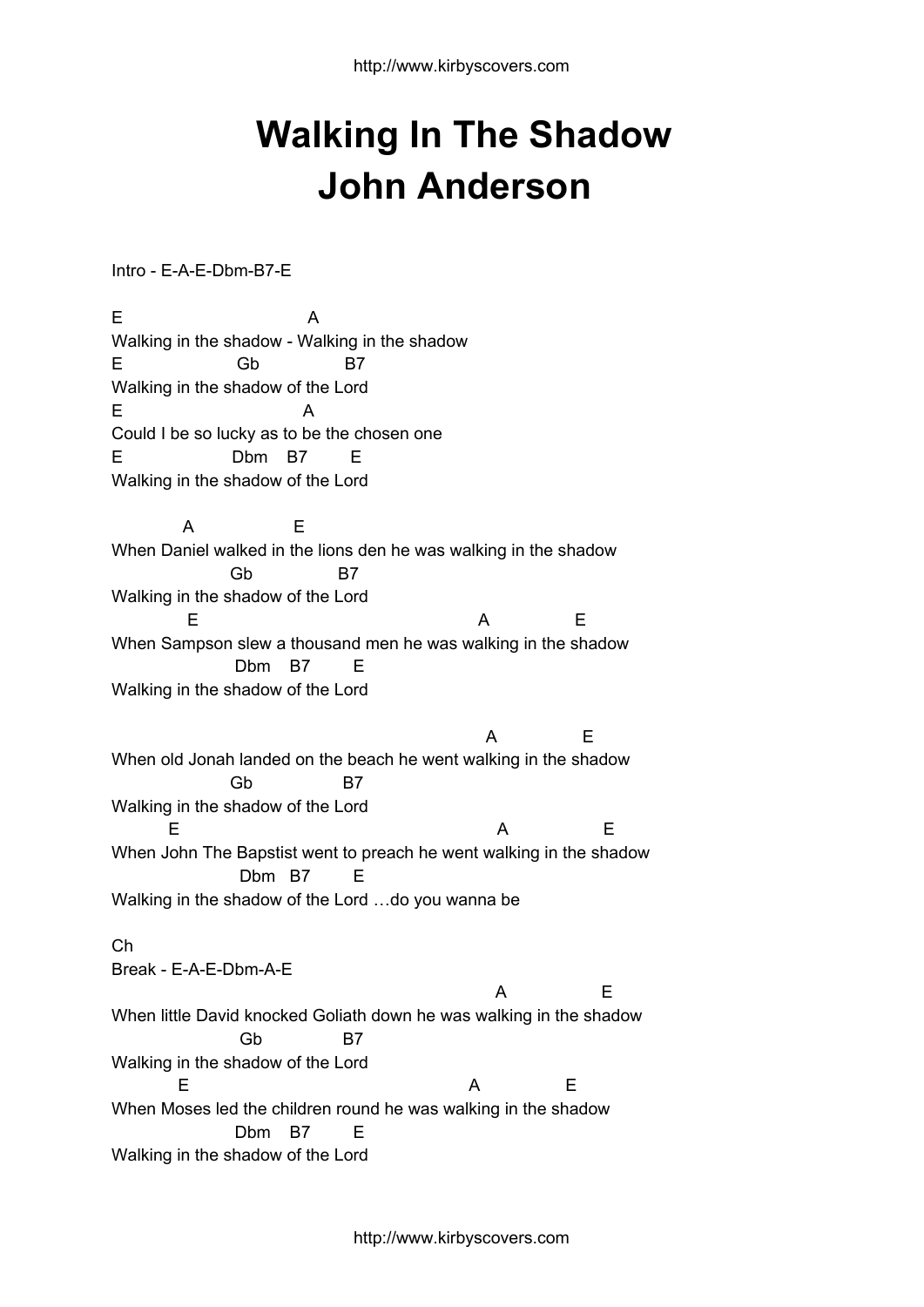# Walking In The Shadow
# John Anderson

Intro - E-A-E-Dbm-B7-E

```
E                              A
Walking in the shadow - Walking in the shadow
E                  Gb               B7
Walking in the shadow of the Lord
E                              A
Could I be so lucky as to be the chosen one
E                 Dbm    B7        E
Walking in the shadow of the Lord

           A                 E
When Daniel walked in the lions den he was walking in the shadow
                 Gb               B7
Walking in the shadow of the Lord
           E                                        A              E
When Sampson slew a thousand men he was walking in the shadow
                  Dbm    B7        E
Walking in the shadow of the Lord

                                                         A              E
When old Jonah landed on the beach he went walking in the shadow
                 Gb               B7
Walking in the shadow of the Lord
        E                                                 A                E
When John The Bapstist went to preach he went walking in the shadow
                   Dbm   B7        E
Walking in the shadow of the Lord …do you wanna be
```

Ch

Break - E-A-E-Dbm-A-E

```
                                                          A                E
When little David knocked Goliath down he was walking in the shadow
                   Gb              B7
Walking in the shadow of the Lord
          E                                         A              E
When Moses led the children round he was walking in the shadow
                  Dbm    B7        E
Walking in the shadow of the Lord
```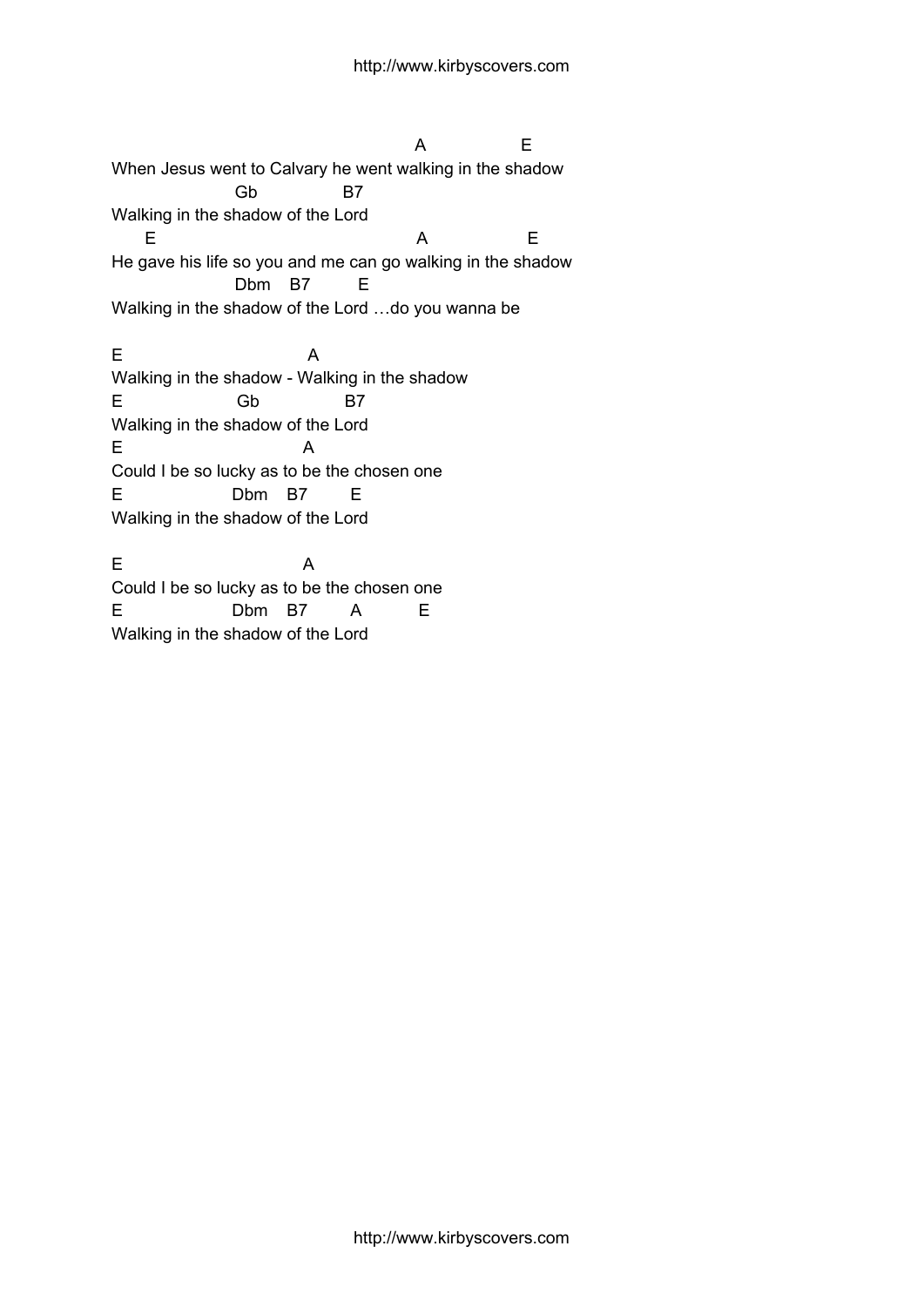```
                                                 A                E
When Jesus went to Calvary he went walking in the shadow
                   Gb             B7
Walking in the shadow of the Lord
     E                                           A                 E
He gave his life so you and me can go walking in the shadow
                   Dbm    B7        E
Walking in the shadow of the Lord …do you wanna be

E                              A
Walking in the shadow - Walking in the shadow
E                    Gb             B7
Walking in the shadow of the Lord
E                             A
Could I be so lucky as to be the chosen one
E                  Dbm    B7        E
Walking in the shadow of the Lord

E                             A
Could I be so lucky as to be the chosen one
E                  Dbm    B7       A          E
Walking in the shadow of the Lord
```